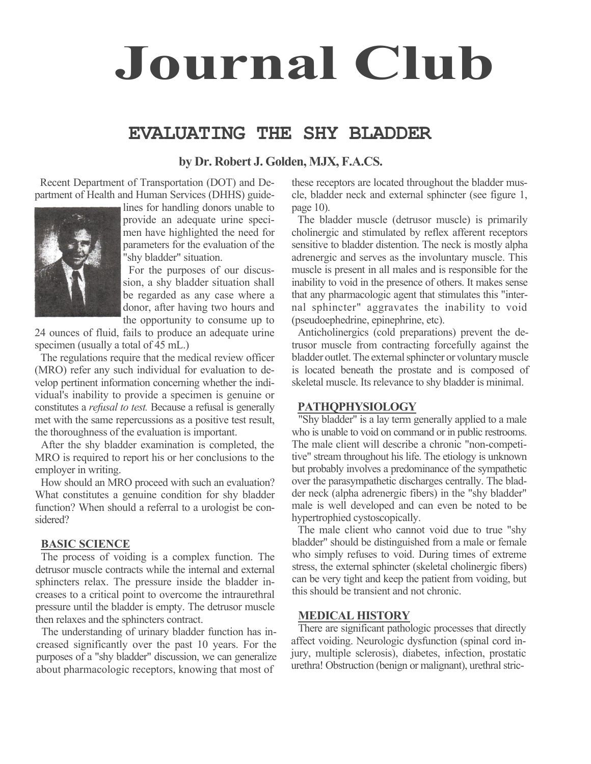# Journal Club

## EVALUATING THE SHY BLADDER

**by Dr. Robert J. Golden, MJX, F.A.CS.**

Recent Department of Transportation (DOT) and Department of Health and Human Services (DHHS) guidelines for handling donors unable to provide an adequate urine specimen have highlighted the need for parameters for the evaluation of the "shy bladder" situation.

For the purposes of our discussion, a shy bladder situation shall be regarded as any case where a donor, after having two hours and the opportunity to consume up to 24 ounces of fluid, fails to produce an adequate urine specimen (usually a total of 45 mL.)

The regulations require that the medical review officer (MRO) refer any such individual for evaluation to develop pertinent information concerning whether the individual's inability to provide a specimen is genuine or constitutes a *refusal to test.* Because a refusal is generally met with the same repercussions as a positive test result, the thoroughness of the evaluation is important.

After the shy bladder examination is completed, the MRO is required to report his or her conclusions to the employer in writing.

How should an MRO proceed with such an evaluation? What constitutes a genuine condition for shy bladder function? When should a referral to a urologist be considered?

### BASIC SCIENCE

The process of voiding is a complex function. The detrusor muscle contracts while the internal and external sphincters relax. The pressure inside the bladder increases to a critical point to overcome the intraurethral pressure until the bladder is empty. The detrusor muscle then relaxes and the sphincters contract.

The understanding of urinary bladder function has increased significantly over the past 10 years. For the purposes of a "shy bladder" discussion, we can generalize about pharmacologic receptors, knowing that most of these receptors are located throughout the bladder muscle, bladder neck and external sphincter (see figure 1, page 10).

The bladder muscle (detrusor muscle) is primarily cholinergic and stimulated by reflex afferent receptors sensitive to bladder distention. The neck is mostly alpha adrenergic and serves as the involuntary muscle. This muscle is present in all males and is responsible for the inability to void in the presence of others. It makes sense that any pharmacologic agent that stimulates this "internal sphincter" aggravates the inability to void (pseudoephedrine, epinephrine, etc).

Anticholinergics (cold preparations) prevent the detrusor muscle from contracting forcefully against the bladder outlet. The external sphincter or voluntary muscle is located beneath the prostate and is composed of skeletal muscle. Its relevance to shy bladder is minimal.

### PATHOPHYSIOLOGY

"Shy bladder" is a lay term generally applied to a male who is unable to void on command or in public restrooms. The male client will describe a chronic "non-competitive" stream throughout his life. The etiology is unknown but probably involves a predominance of the sympathetic over the parasympathetic discharges centrally. The bladder neck (alpha adrenergic fibers) in the "shy bladder" male is well developed and can even be noted to be hypertrophied cystoscopically.

The male client who cannot void due to true "shy bladder" should be distinguished from a male or female who simply refuses to void. During times of extreme stress, the external sphincter (skeletal cholinergic fibers) can be very tight and keep the patient from voiding, but this should be transient and not chronic.

### MEDICAL HISTORY

There are significant pathologic processes that directly affect voiding. Neurologic dysfunction (spinal cord injury, multiple sclerosis), diabetes, infection, prostatic urethra! Obstruction (benign or malignant), urethral stric-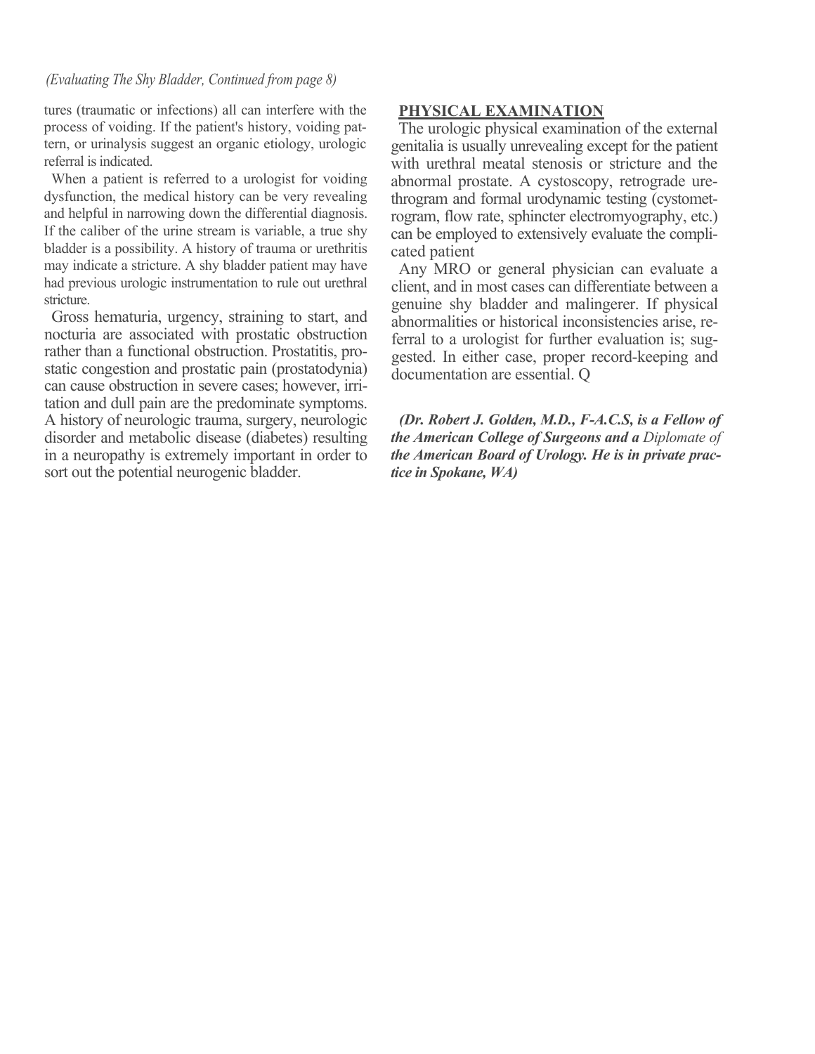*(Evaluating The Shy Bladder, Continued from page 8)*

tures (traumatic or infections) all can interfere with the process of voiding. If the patient's history, voiding pattern, or urinalysis suggest an organic etiology, urologic referral is indicated.

When a patient is referred to a urologist for voiding dysfunction, the medical history can be very revealing and helpful in narrowing down the differential diagnosis. If the caliber of the urine stream is variable, a true shy bladder is a possibility. A history of trauma or urethritis may indicate a stricture. A shy bladder patient may have had previous urologic instrumentation to rule out urethral stricture.

Gross hematuria, urgency, straining to start, and nocturia are associated with prostatic obstruction rather than a functional obstruction. Prostatitis, prostatic congestion and prostatic pain (prostatodynia) can cause obstruction in severe cases; however, irritation and dull pain are the predominate symptoms. A history of neurologic trauma, surgery, neurologic disorder and metabolic disease (diabetes) resulting in a neuropathy is extremely important in order to sort out the potential neurogenic bladder.

## PHYSICAL EXAMINATION

The urologic physical examination of the external genitalia is usually unrevealing except for the patient with urethral meatal stenosis or stricture and the abnormal prostate. A cystoscopy, retrograde urethrogram and formal urodynamic testing (cystometrogram, flow rate, sphincter electromyography, etc.) can be employed to extensively evaluate the complicated patient

Any MRO or general physician can evaluate a client, and in most cases can differentiate between a genuine shy bladder and malingerer. If physical abnormalities or historical inconsistencies arise, referral to a urologist for further evaluation is; suggested. In either case, proper record-keeping and documentation are essential. Q

***(Dr. Robert J. Golden, M.D., F-A.C.S, is a Fellow of the American College of Surgeons and a** Diplomate of **the American Board of Urology. He is in private practice in Spokane, WA)***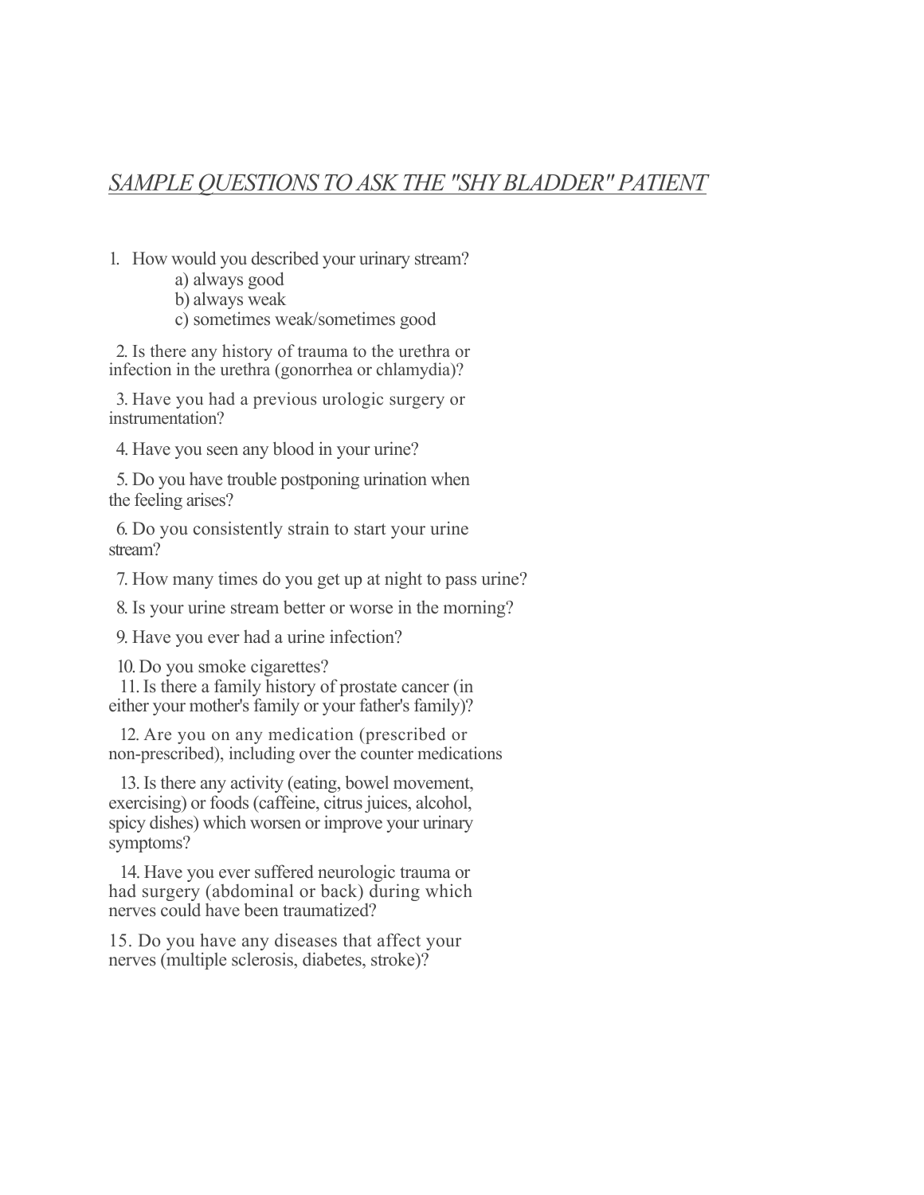## *SAMPLE QUESTIONS TO ASK THE "SHY BLADDER" PATIENT*

1. How would you described your urinary stream?
   - a) always good
   - b) always weak
   - c) sometimes weak/sometimes good

2. Is there any history of trauma to the urethra or infection in the urethra (gonorrhea or chlamydia)?

3. Have you had a previous urologic surgery or instrumentation?

4. Have you seen any blood in your urine?

5. Do you have trouble postponing urination when the feeling arises?

6. Do you consistently strain to start your urine stream?

7. How many times do you get up at night to pass urine?

8. Is your urine stream better or worse in the morning?

9. Have you ever had a urine infection?

10. Do you smoke cigarettes?

11. Is there a family history of prostate cancer (in either your mother's family or your father's family)?

12. Are you on any medication (prescribed or non-prescribed), including over the counter medications

13. Is there any activity (eating, bowel movement, exercising) or foods (caffeine, citrus juices, alcohol, spicy dishes) which worsen or improve your urinary symptoms?

14. Have you ever suffered neurologic trauma or had surgery (abdominal or back) during which nerves could have been traumatized?

15. Do you have any diseases that affect your nerves (multiple sclerosis, diabetes, stroke)?